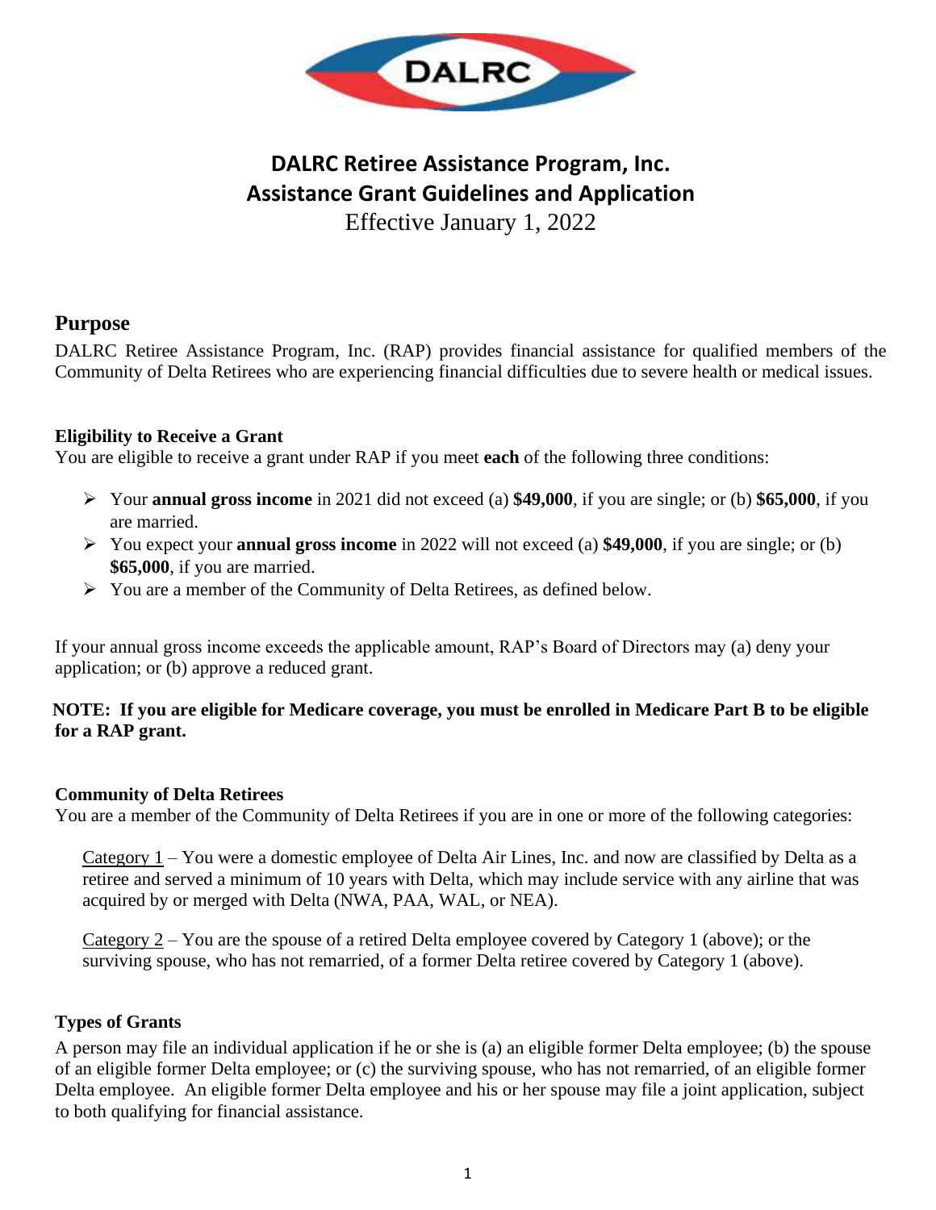# DALRC Retiree Assistance Program, Inc.
# Assistance Grant Guidelines and Application

Effective January 1, 2022

## Purpose

DALRC Retiree Assistance Program, Inc. (RAP) provides financial assistance for qualified members of the Community of Delta Retirees who are experiencing financial difficulties due to severe health or medical issues.

### Eligibility to Receive a Grant

You are eligible to receive a grant under RAP if you meet **each** of the following three conditions:

- Your **annual gross income** in 2021 did not exceed (a) **$49,000**, if you are single; or (b) **$65,000**, if you are married.
- You expect your **annual gross income** in 2022 will not exceed (a) **$49,000**, if you are single; or (b) **$65,000**, if you are married.
- You are a member of the Community of Delta Retirees, as defined below.

If your annual gross income exceeds the applicable amount, RAP's Board of Directors may (a) deny your application; or (b) approve a reduced grant.

**NOTE: If you are eligible for Medicare coverage, you must be enrolled in Medicare Part B to be eligible for a RAP grant.**

### Community of Delta Retirees

You are a member of the Community of Delta Retirees if you are in one or more of the following categories:

Category 1 – You were a domestic employee of Delta Air Lines, Inc. and now are classified by Delta as a retiree and served a minimum of 10 years with Delta, which may include service with any airline that was acquired by or merged with Delta (NWA, PAA, WAL, or NEA).

Category 2 – You are the spouse of a retired Delta employee covered by Category 1 (above); or the surviving spouse, who has not remarried, of a former Delta retiree covered by Category 1 (above).

### Types of Grants

A person may file an individual application if he or she is (a) an eligible former Delta employee; (b) the spouse of an eligible former Delta employee; or (c) the surviving spouse, who has not remarried, of an eligible former Delta employee. An eligible former Delta employee and his or her spouse may file a joint application, subject to both qualifying for financial assistance.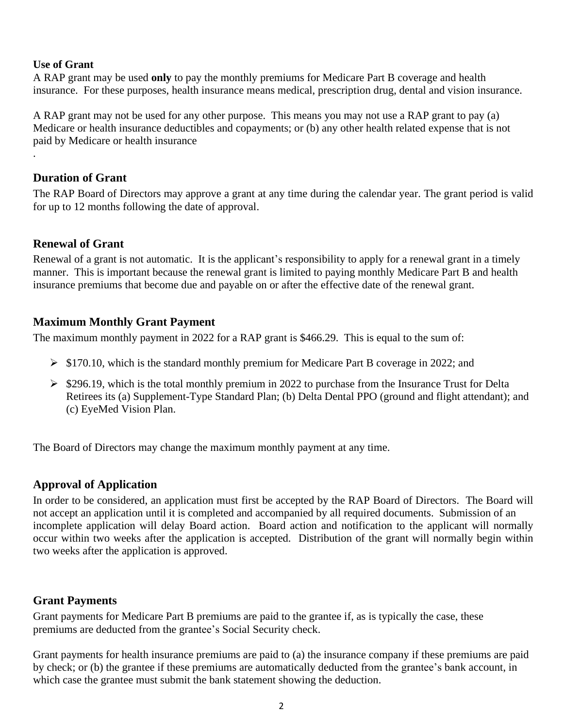**Use of Grant**

A RAP grant may be used **only** to pay the monthly premiums for Medicare Part B coverage and health insurance. For these purposes, health insurance means medical, prescription drug, dental and vision insurance.

A RAP grant may not be used for any other purpose. This means you may not use a RAP grant to pay (a) Medicare or health insurance deductibles and copayments; or (b) any other health related expense that is not paid by Medicare or health insurance

.

## Duration of Grant

The RAP Board of Directors may approve a grant at any time during the calendar year. The grant period is valid for up to 12 months following the date of approval.

## Renewal of Grant

Renewal of a grant is not automatic. It is the applicant's responsibility to apply for a renewal grant in a timely manner. This is important because the renewal grant is limited to paying monthly Medicare Part B and health insurance premiums that become due and payable on or after the effective date of the renewal grant.

## Maximum Monthly Grant Payment

The maximum monthly payment in 2022 for a RAP grant is $466.29. This is equal to the sum of:

- $170.10, which is the standard monthly premium for Medicare Part B coverage in 2022; and
- $296.19, which is the total monthly premium in 2022 to purchase from the Insurance Trust for Delta Retirees its (a) Supplement-Type Standard Plan; (b) Delta Dental PPO (ground and flight attendant); and (c) EyeMed Vision Plan.

The Board of Directors may change the maximum monthly payment at any time.

## Approval of Application

In order to be considered, an application must first be accepted by the RAP Board of Directors. The Board will not accept an application until it is completed and accompanied by all required documents. Submission of an incomplete application will delay Board action. Board action and notification to the applicant will normally occur within two weeks after the application is accepted. Distribution of the grant will normally begin within two weeks after the application is approved.

## Grant Payments

Grant payments for Medicare Part B premiums are paid to the grantee if, as is typically the case, these premiums are deducted from the grantee's Social Security check.

Grant payments for health insurance premiums are paid to (a) the insurance company if these premiums are paid by check; or (b) the grantee if these premiums are automatically deducted from the grantee's bank account, in which case the grantee must submit the bank statement showing the deduction.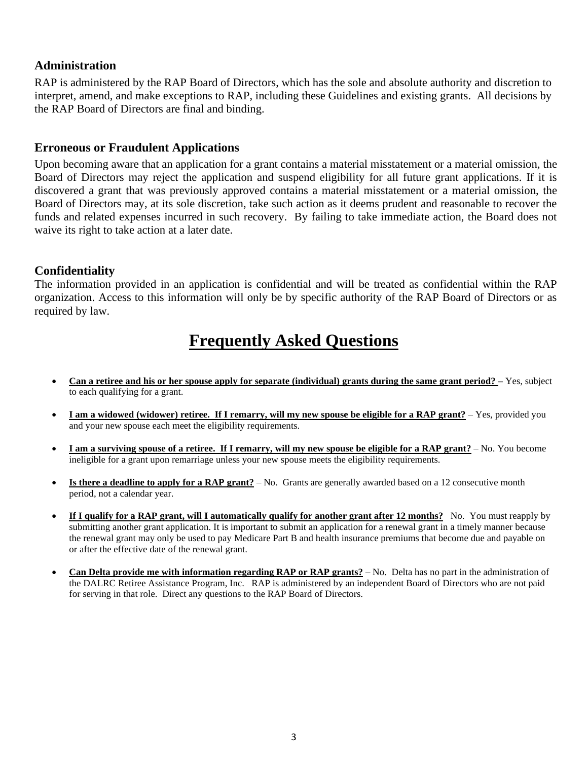### Administration

RAP is administered by the RAP Board of Directors, which has the sole and absolute authority and discretion to interpret, amend, and make exceptions to RAP, including these Guidelines and existing grants. All decisions by the RAP Board of Directors are final and binding.

### Erroneous or Fraudulent Applications

Upon becoming aware that an application for a grant contains a material misstatement or a material omission, the Board of Directors may reject the application and suspend eligibility for all future grant applications. If it is discovered a grant that was previously approved contains a material misstatement or a material omission, the Board of Directors may, at its sole discretion, take such action as it deems prudent and reasonable to recover the funds and related expenses incurred in such recovery. By failing to take immediate action, the Board does not waive its right to take action at a later date.

### Confidentiality

The information provided in an application is confidential and will be treated as confidential within the RAP organization. Access to this information will only be by specific authority of the RAP Board of Directors or as required by law.

# Frequently Asked Questions

- **Can a retiree and his or her spouse apply for separate (individual) grants during the same grant period? –** Yes, subject to each qualifying for a grant.
- **I am a widowed (widower) retiree. If I remarry, will my new spouse be eligible for a RAP grant?** – Yes, provided you and your new spouse each meet the eligibility requirements.
- **I am a surviving spouse of a retiree. If I remarry, will my new spouse be eligible for a RAP grant?** – No. You become ineligible for a grant upon remarriage unless your new spouse meets the eligibility requirements.
- **Is there a deadline to apply for a RAP grant?** – No. Grants are generally awarded based on a 12 consecutive month period, not a calendar year.
- **If I qualify for a RAP grant, will I automatically qualify for another grant after 12 months?** No. You must reapply by submitting another grant application. It is important to submit an application for a renewal grant in a timely manner because the renewal grant may only be used to pay Medicare Part B and health insurance premiums that become due and payable on or after the effective date of the renewal grant.
- **Can Delta provide me with information regarding RAP or RAP grants?** – No. Delta has no part in the administration of the DALRC Retiree Assistance Program, Inc. RAP is administered by an independent Board of Directors who are not paid for serving in that role. Direct any questions to the RAP Board of Directors.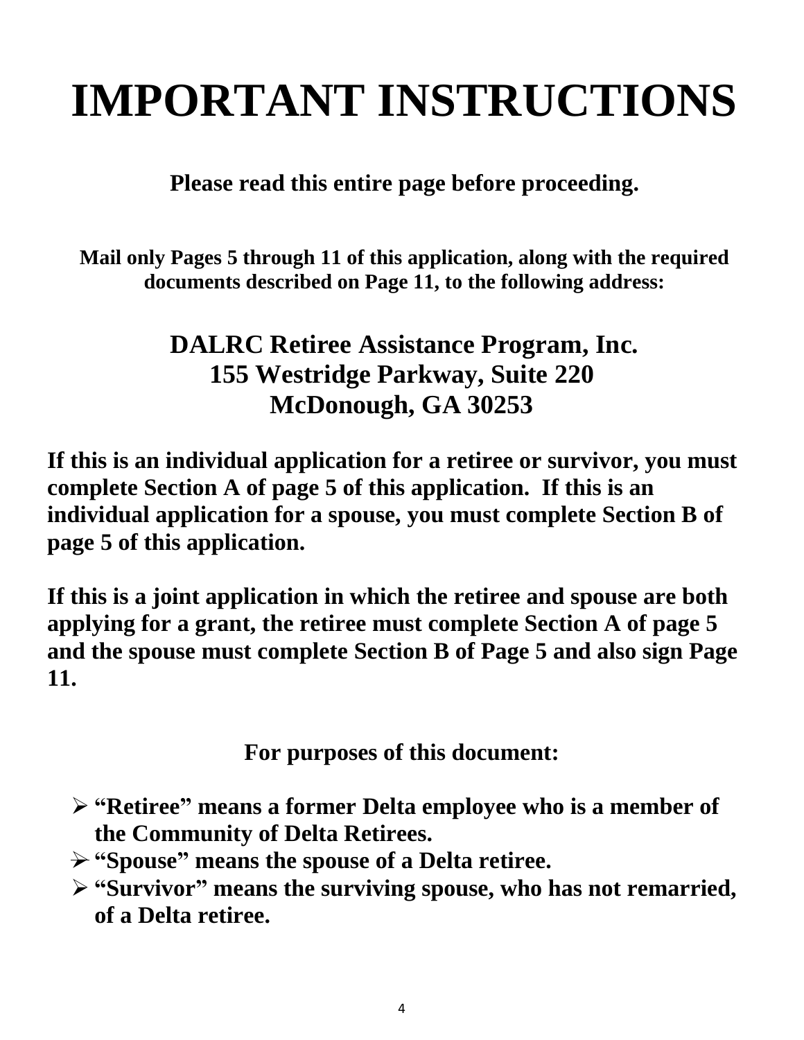# IMPORTANT INSTRUCTIONS

**Please read this entire page before proceeding.**

**Mail only Pages 5 through 11 of this application, along with the required documents described on Page 11, to the following address:**

**DALRC Retiree Assistance Program, Inc.**
**155 Westridge Parkway, Suite 220**
**McDonough, GA 30253**

**If this is an individual application for a retiree or survivor, you must complete Section A of page 5 of this application. If this is an individual application for a spouse, you must complete Section B of page 5 of this application.**

**If this is a joint application in which the retiree and spouse are both applying for a grant, the retiree must complete Section A of page 5 and the spouse must complete Section B of Page 5 and also sign Page 11.**

**For purposes of this document:**

- **"Retiree" means a former Delta employee who is a member of the Community of Delta Retirees.**
- **"Spouse" means the spouse of a Delta retiree.**
- **"Survivor" means the surviving spouse, who has not remarried, of a Delta retiree.**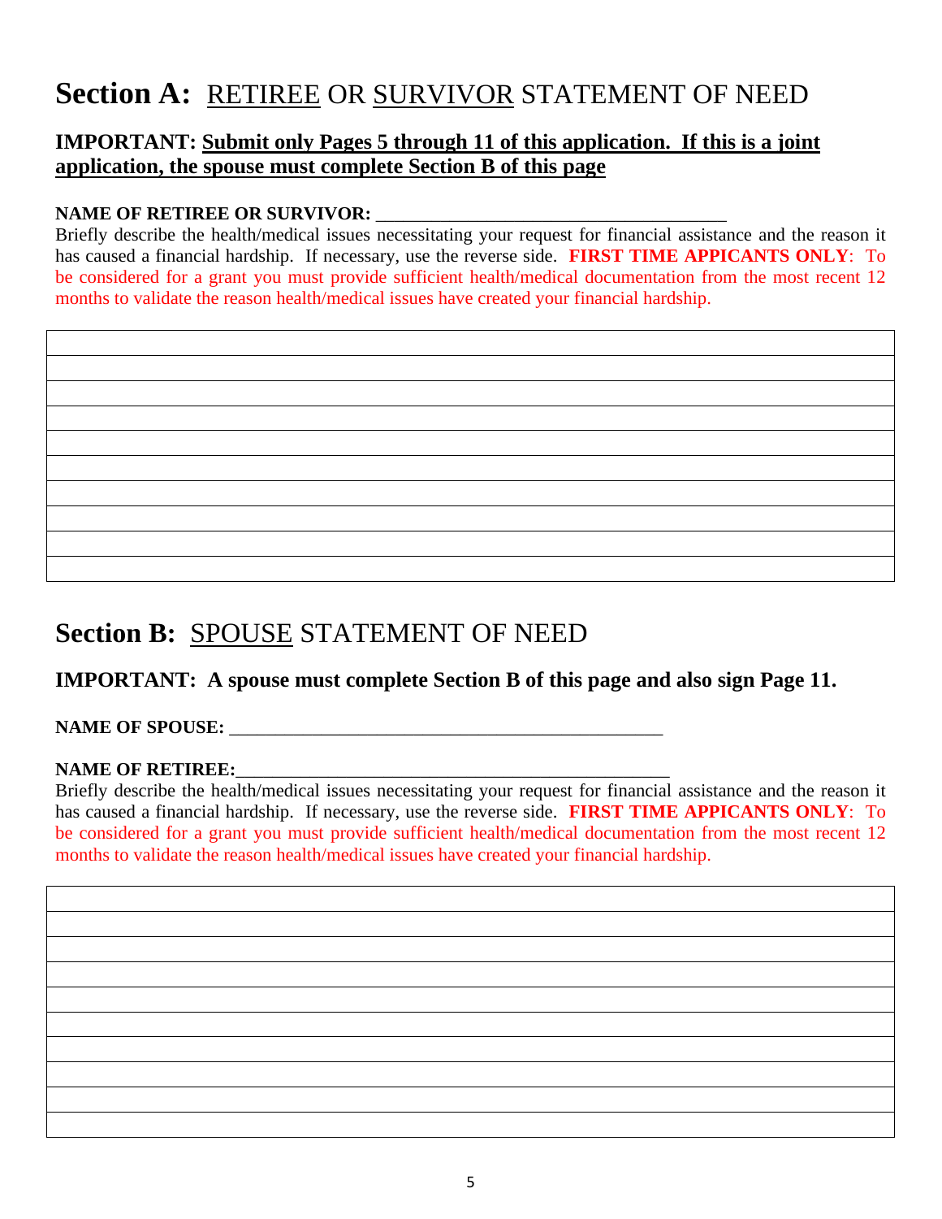# **Section A:** RETIREE OR SURVIVOR STATEMENT OF NEED

**IMPORTANT: Submit only Pages 5 through 11 of this application. If this is a joint application, the spouse must complete Section B of this page**

**NAME OF RETIREE OR SURVIVOR:** ______________________________________

Briefly describe the health/medical issues necessitating your request for financial assistance and the reason it has caused a financial hardship. If necessary, use the reverse side. **FIRST TIME APPICANTS ONLY**: To be considered for a grant you must provide sufficient health/medical documentation from the most recent 12 months to validate the reason health/medical issues have created your financial hardship.

| |
|---|
| |
| |
| |
| |
| |
| |
| |
| |
| |
| |

# **Section B:** SPOUSE STATEMENT OF NEED

**IMPORTANT: A spouse must complete Section B of this page and also sign Page 11.**

**NAME OF SPOUSE:** ______________________________________________

**NAME OF RETIREE:**______________________________________________

Briefly describe the health/medical issues necessitating your request for financial assistance and the reason it has caused a financial hardship. If necessary, use the reverse side. **FIRST TIME APPICANTS ONLY**: To be considered for a grant you must provide sufficient health/medical documentation from the most recent 12 months to validate the reason health/medical issues have created your financial hardship.

| |
|---|
| |
| |
| |
| |
| |
| |
| |
| |
| |
| |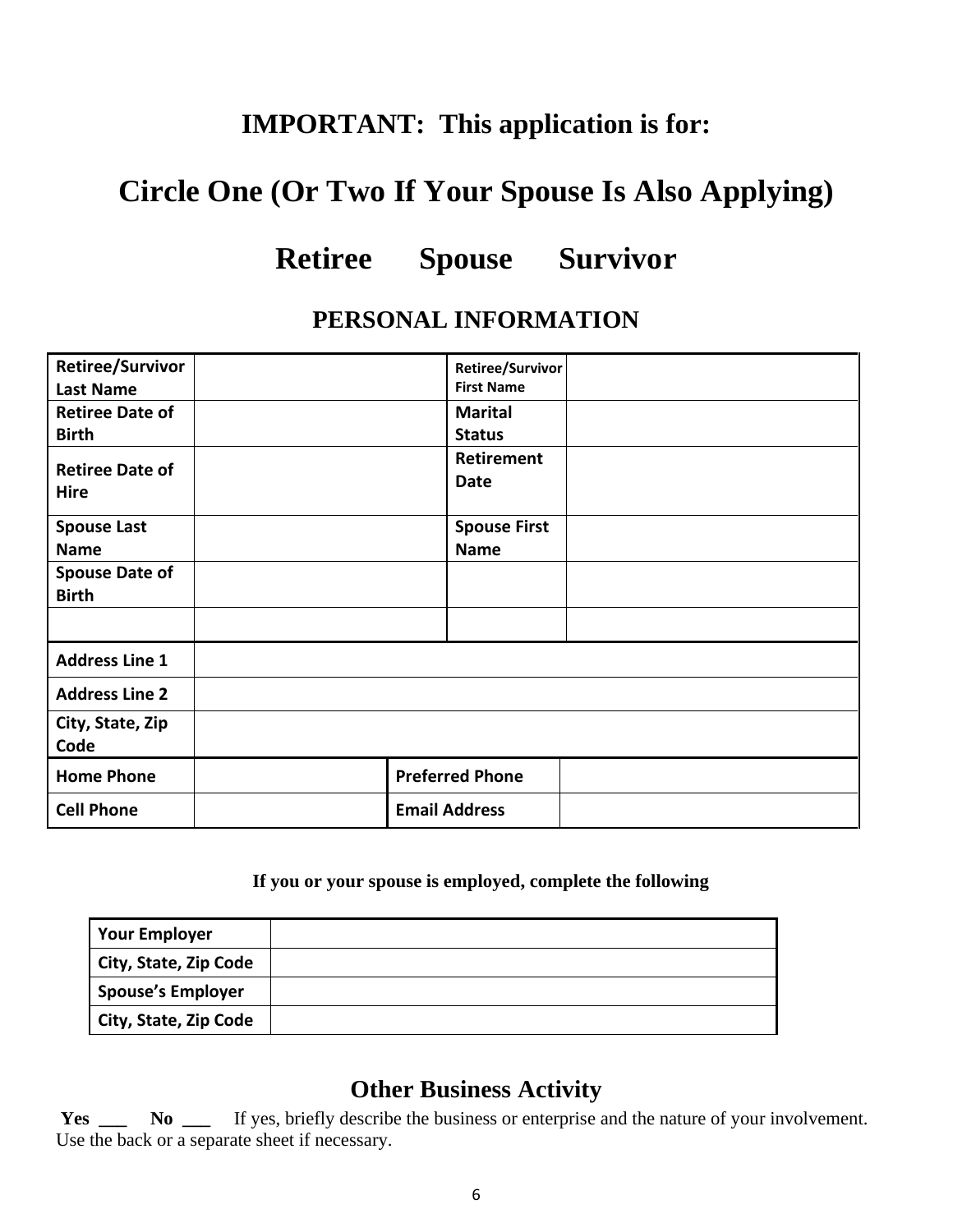# IMPORTANT: This application is for:

# Circle One (Or Two If Your Spouse Is Also Applying)

# Retiree Spouse Survivor

## PERSONAL INFORMATION

| | | | |
|---|---|---|---|
| **Retiree/Survivor Last Name** | | **Retiree/Survivor First Name** | |
| **Retiree Date of Birth** | | **Marital Status** | |
| **Retiree Date of Hire** | | **Retirement Date** | |
| **Spouse Last Name** | | **Spouse First Name** | |
| **Spouse Date of Birth** | | | |
| | | | |

| | |
|---|---|
| **Address Line 1** | |
| **Address Line 2** | |
| **City, State, Zip Code** | |

| | | | |
|---|---|---|---|
| **Home Phone** | | **Preferred Phone** | |
| **Cell Phone** | | **Email Address** | |

**If you or your spouse is employed, complete the following**

| | |
|---|---|
| **Your Employer** | |
| **City, State, Zip Code** | |
| **Spouse's Employer** | |
| **City, State, Zip Code** | |

## Other Business Activity

**Yes** ___ **No** ___ If yes, briefly describe the business or enterprise and the nature of your involvement. Use the back or a separate sheet if necessary.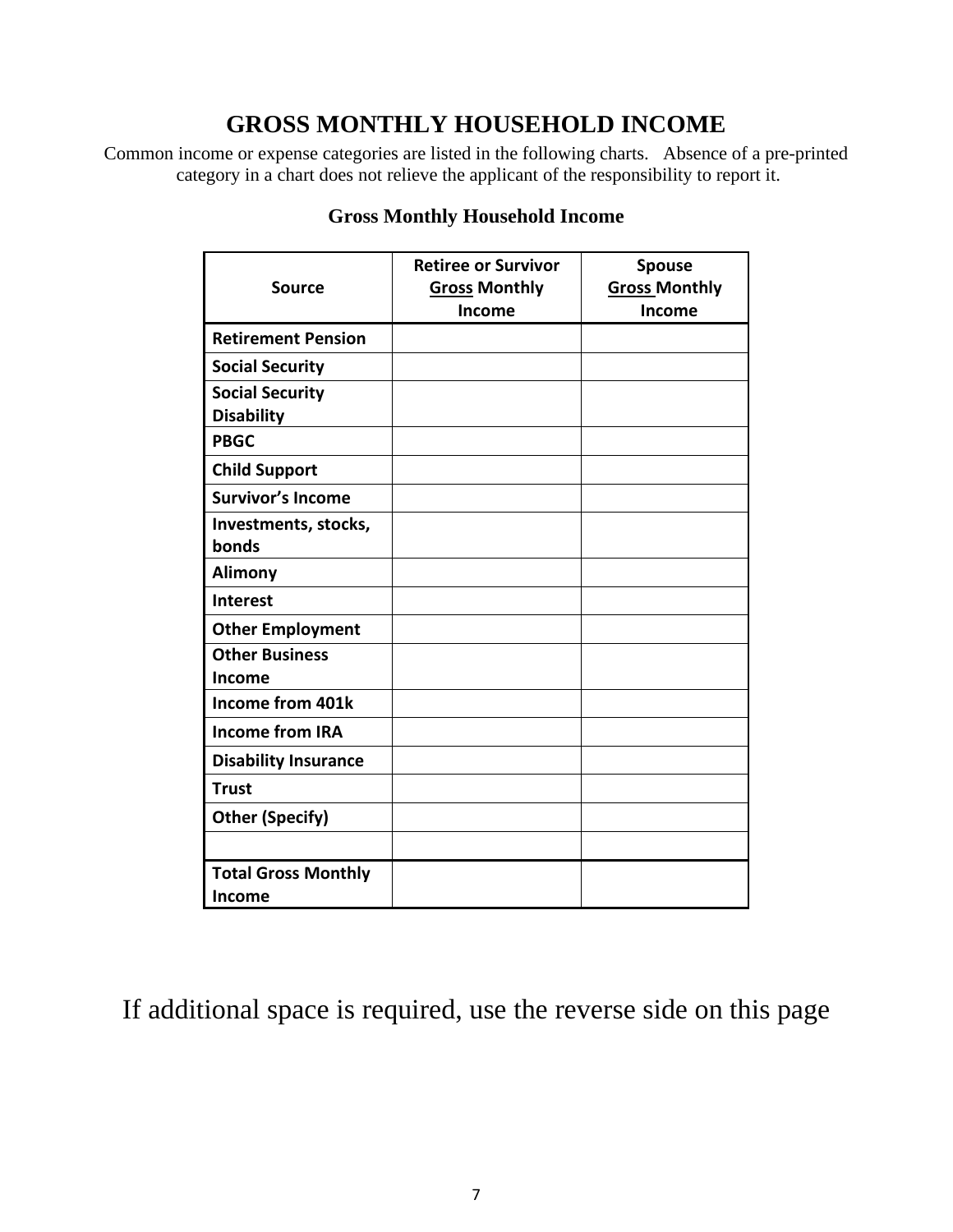# GROSS MONTHLY HOUSEHOLD INCOME

Common income or expense categories are listed in the following charts. Absence of a pre-printed category in a chart does not relieve the applicant of the responsibility to report it.

**Gross Monthly Household Income**

| Source | Retiree or Survivor **Gross** Monthly Income | Spouse **Gross** Monthly Income |
|---|---|---|
| **Retirement Pension** | | |
| **Social Security** | | |
| **Social Security Disability** | | |
| **PBGC** | | |
| **Child Support** | | |
| **Survivor's Income** | | |
| **Investments, stocks, bonds** | | |
| **Alimony** | | |
| **Interest** | | |
| **Other Employment** | | |
| **Other Business Income** | | |
| **Income from 401k** | | |
| **Income from IRA** | | |
| **Disability Insurance** | | |
| **Trust** | | |
| **Other (Specify)** | | |
| | | |
| **Total Gross Monthly Income** | | |

If additional space is required, use the reverse side on this page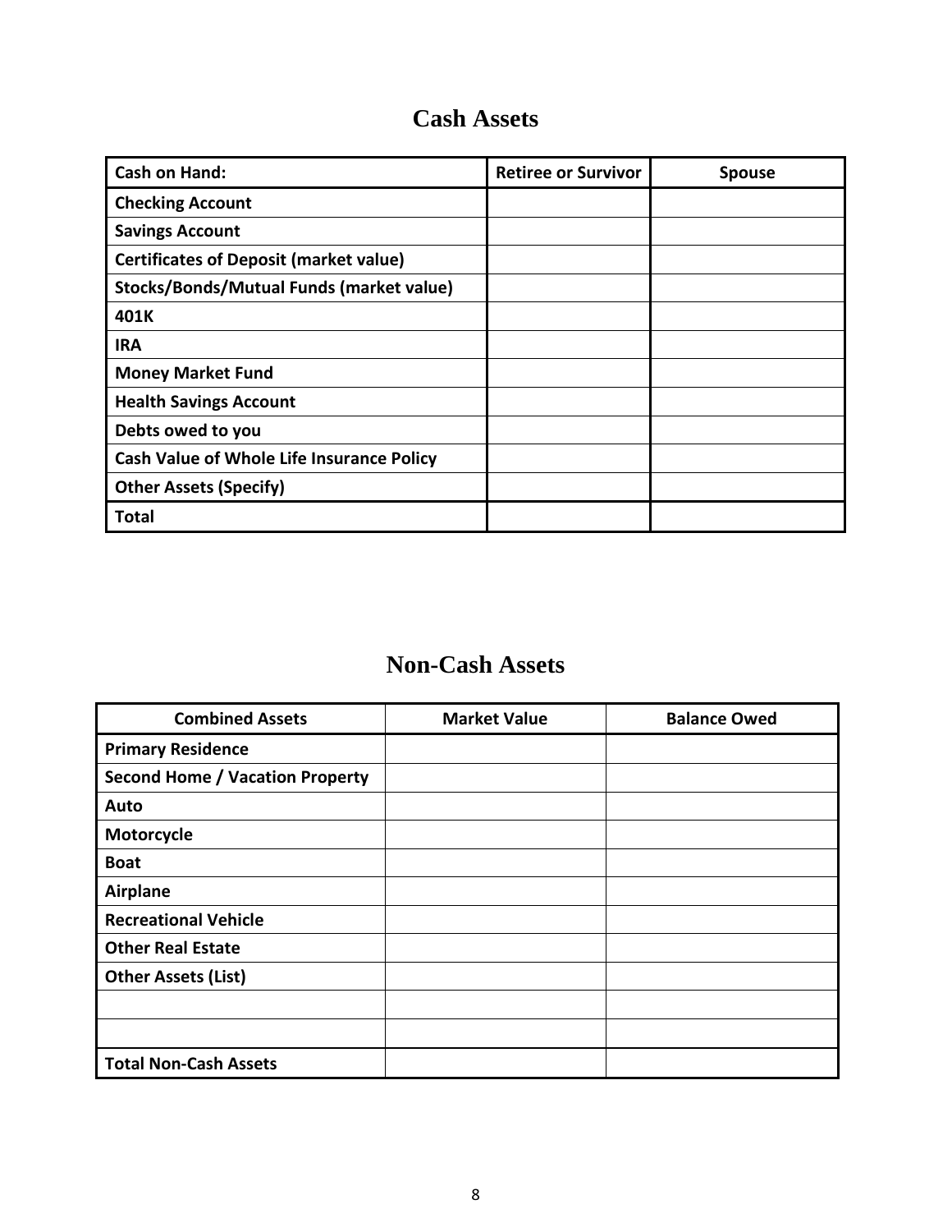# Cash Assets

| Cash on Hand: | Retiree or Survivor | Spouse |
| --- | --- | --- |
| **Checking Account** | | |
| **Savings Account** | | |
| **Certificates of Deposit (market value)** | | |
| **Stocks/Bonds/Mutual Funds (market value)** | | |
| **401K** | | |
| **IRA** | | |
| **Money Market Fund** | | |
| **Health Savings Account** | | |
| **Debts owed to you** | | |
| **Cash Value of Whole Life Insurance Policy** | | |
| **Other Assets (Specify)** | | |
| **Total** | | |

# Non-Cash Assets

| Combined Assets | Market Value | Balance Owed |
| --- | --- | --- |
| **Primary Residence** | | |
| **Second Home / Vacation Property** | | |
| **Auto** | | |
| **Motorcycle** | | |
| **Boat** | | |
| **Airplane** | | |
| **Recreational Vehicle** | | |
| **Other Real Estate** | | |
| **Other Assets (List)** | | |
| | | |
| | | |
| **Total Non-Cash Assets** | | |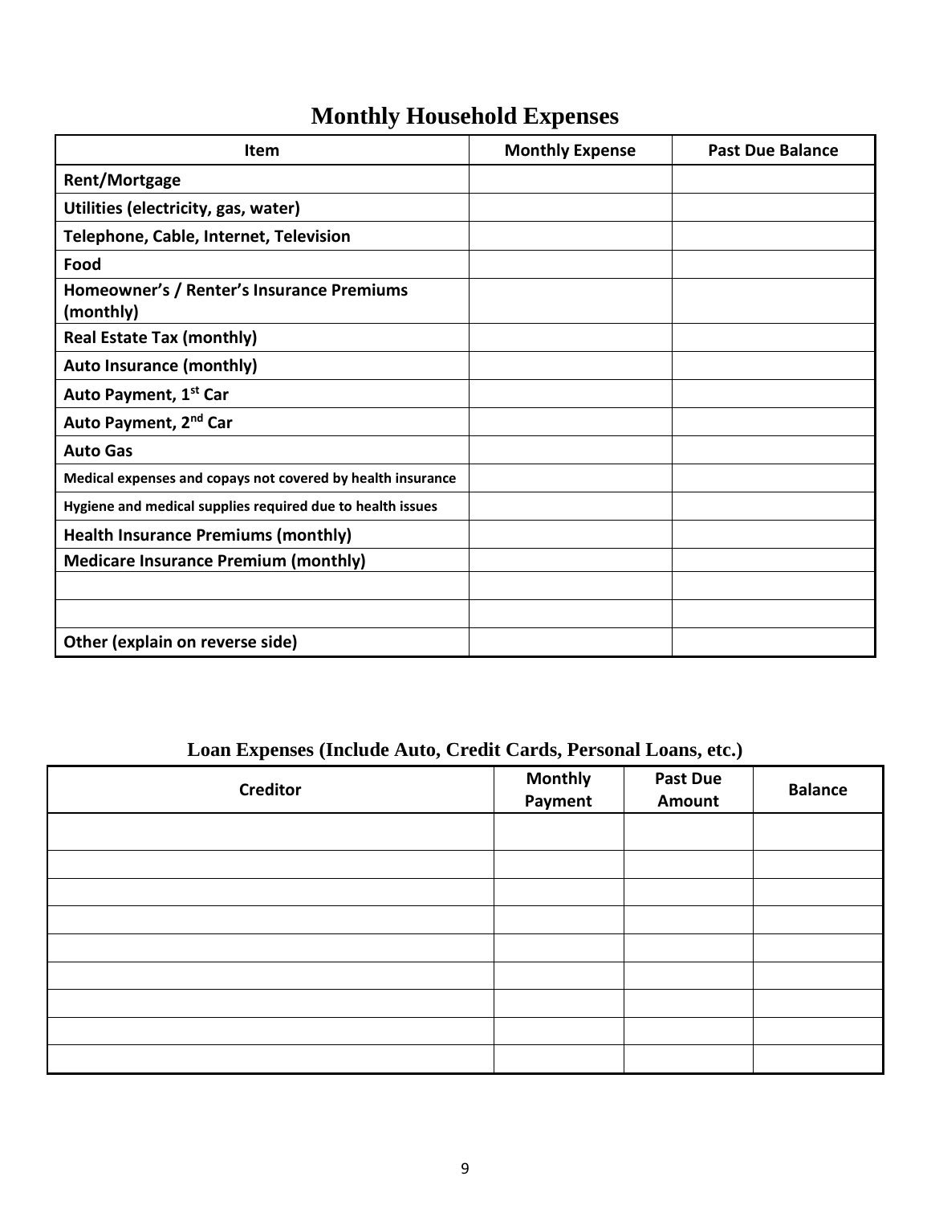# Monthly Household Expenses

| Item | Monthly Expense | Past Due Balance |
| --- | --- | --- |
| **Rent/Mortgage** | | |
| **Utilities (electricity, gas, water)** | | |
| **Telephone, Cable, Internet, Television** | | |
| **Food** | | |
| **Homeowner's / Renter's Insurance Premiums (monthly)** | | |
| **Real Estate Tax (monthly)** | | |
| **Auto Insurance (monthly)** | | |
| **Auto Payment, 1st Car** | | |
| **Auto Payment, 2nd Car** | | |
| **Auto Gas** | | |
| **Medical expenses and copays not covered by health insurance** | | |
| **Hygiene and medical supplies required due to health issues** | | |
| **Health Insurance Premiums (monthly)** | | |
| **Medicare Insurance Premium (monthly)** | | |
| | | |
| | | |
| **Other (explain on reverse side)** | | |

## Loan Expenses (Include Auto, Credit Cards, Personal Loans, etc.)

| Creditor | Monthly Payment | Past Due Amount | Balance |
| --- | --- | --- | --- |
| | | | |
| | | | |
| | | | |
| | | | |
| | | | |
| | | | |
| | | | |
| | | | |
| | | | |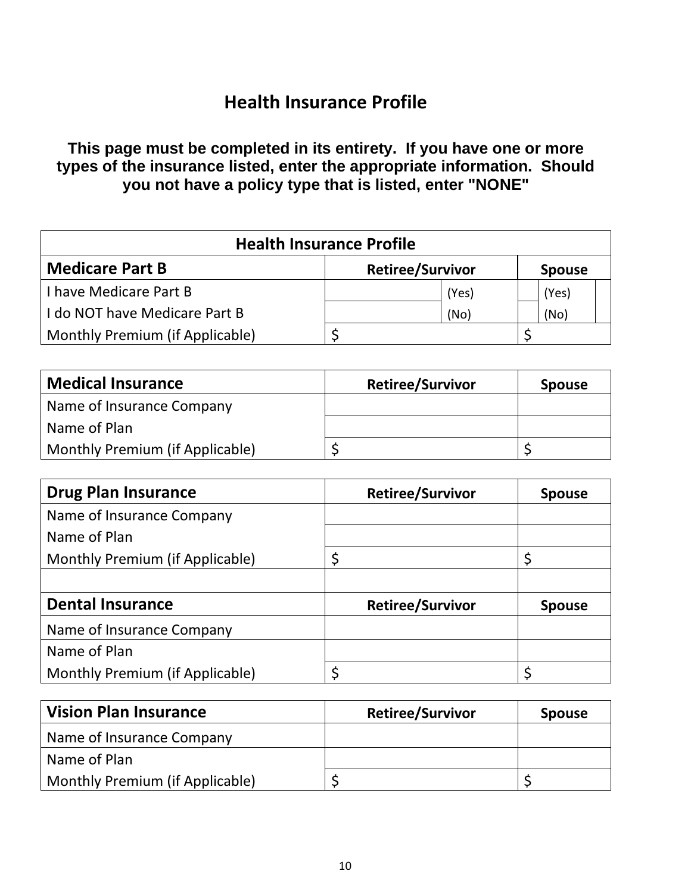# Health Insurance Profile

**This page must be completed in its entirety. If you have one or more types of the insurance listed, enter the appropriate information. Should you not have a policy type that is listed, enter "NONE"**

| Health Insurance Profile | | | | | |
|---|---|---|---|---|---|
| **Medicare Part B** | **Retiree/Survivor** | | **Spouse** | | |
| I have Medicare Part B | | (Yes) | | (Yes) | |
| I do NOT have Medicare Part B | | (No) | | (No) | |
| Monthly Premium (if Applicable) | $ | | $ | | |

| **Medical Insurance** | **Retiree/Survivor** | **Spouse** |
|---|---|---|
| Name of Insurance Company | | |
| Name of Plan | | |
| Monthly Premium (if Applicable) | $ | $ |

| **Drug Plan Insurance** | **Retiree/Survivor** | **Spouse** |
|---|---|---|
| Name of Insurance Company | | |
| Name of Plan | | |
| Monthly Premium (if Applicable) | $ | $ |
| | | |
| **Dental Insurance** | **Retiree/Survivor** | **Spouse** |
| Name of Insurance Company | | |
| Name of Plan | | |
| Monthly Premium (if Applicable) | $ | $ |

| **Vision Plan Insurance** | **Retiree/Survivor** | **Spouse** |
|---|---|---|
| Name of Insurance Company | | |
| Name of Plan | | |
| Monthly Premium (if Applicable) | $ | $ |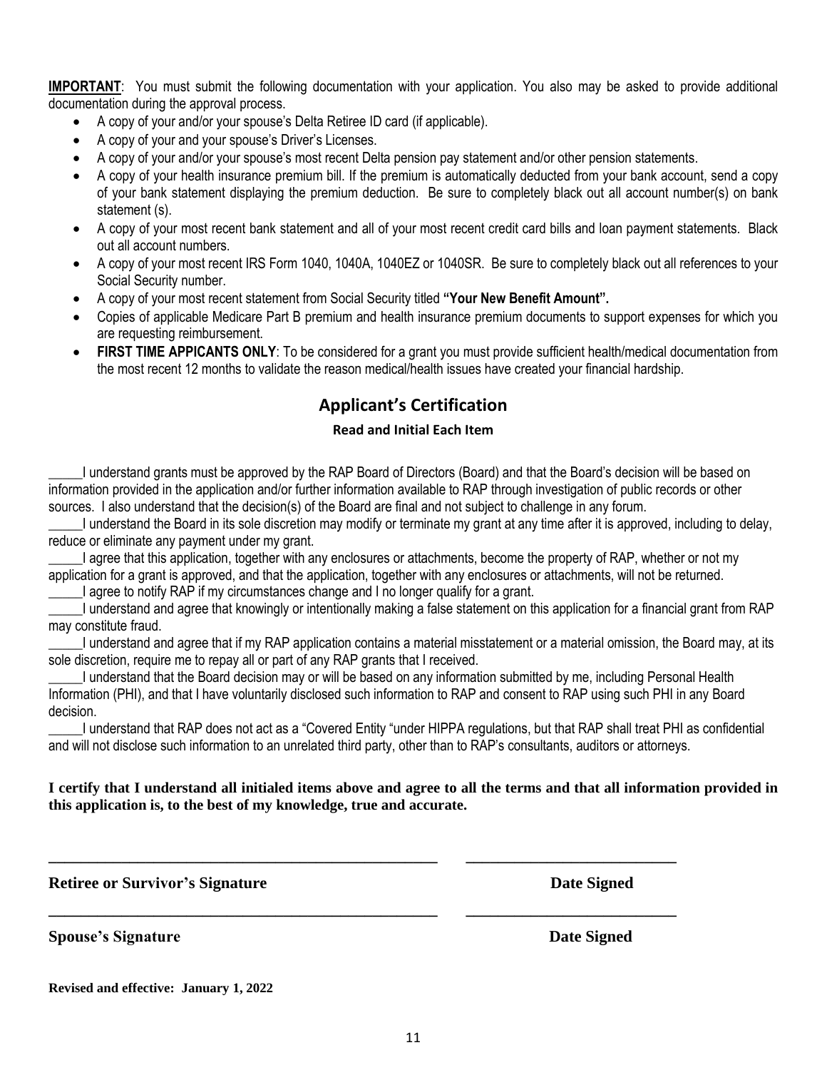**IMPORTANT**: You must submit the following documentation with your application. You also may be asked to provide additional documentation during the approval process.

- A copy of your and/or your spouse's Delta Retiree ID card (if applicable).
- A copy of your and your spouse's Driver's Licenses.
- A copy of your and/or your spouse's most recent Delta pension pay statement and/or other pension statements.
- A copy of your health insurance premium bill. If the premium is automatically deducted from your bank account, send a copy of your bank statement displaying the premium deduction. Be sure to completely black out all account number(s) on bank statement (s).
- A copy of your most recent bank statement and all of your most recent credit card bills and loan payment statements. Black out all account numbers.
- A copy of your most recent IRS Form 1040, 1040A, 1040EZ or 1040SR. Be sure to completely black out all references to your Social Security number.
- A copy of your most recent statement from Social Security titled **"Your New Benefit Amount".**
- Copies of applicable Medicare Part B premium and health insurance premium documents to support expenses for which you are requesting reimbursement.
- **FIRST TIME APPICANTS ONLY**: To be considered for a grant you must provide sufficient health/medical documentation from the most recent 12 months to validate the reason medical/health issues have created your financial hardship.

## Applicant's Certification

**Read and Initial Each Item**

_____I understand grants must be approved by the RAP Board of Directors (Board) and that the Board's decision will be based on information provided in the application and/or further information available to RAP through investigation of public records or other sources. I also understand that the decision(s) of the Board are final and not subject to challenge in any forum.

_____I understand the Board in its sole discretion may modify or terminate my grant at any time after it is approved, including to delay, reduce or eliminate any payment under my grant.

_____I agree that this application, together with any enclosures or attachments, become the property of RAP, whether or not my application for a grant is approved, and that the application, together with any enclosures or attachments, will not be returned.

_____I agree to notify RAP if my circumstances change and I no longer qualify for a grant.

_____I understand and agree that knowingly or intentionally making a false statement on this application for a financial grant from RAP may constitute fraud.

_____I understand and agree that if my RAP application contains a material misstatement or a material omission, the Board may, at its sole discretion, require me to repay all or part of any RAP grants that I received.

_____I understand that the Board decision may or will be based on any information submitted by me, including Personal Health Information (PHI), and that I have voluntarily disclosed such information to RAP and consent to RAP using such PHI in any Board decision.

_____I understand that RAP does not act as a "Covered Entity "under HIPPA regulations, but that RAP shall treat PHI as confidential and will not disclose such information to an unrelated third party, other than to RAP's consultants, auditors or attorneys.

**I certify that I understand all initialed items above and agree to all the terms and that all information provided in this application is, to the best of my knowledge, true and accurate.**

_______________________________________________ _________________________

**Retiree or Survivor's Signature** **Date Signed**

_______________________________________________ _________________________

**Spouse's Signature** **Date Signed**

**Revised and effective: January 1, 2022**